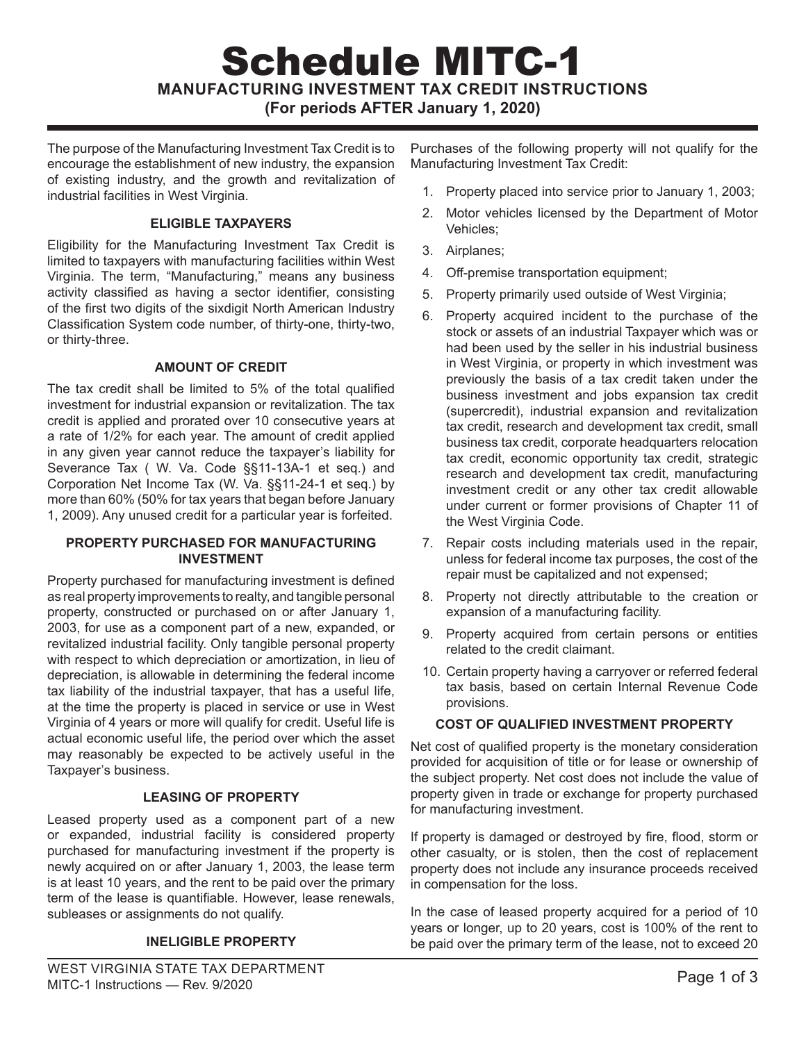# Schedule MITC-1

## MANUFACTURING INVESTMENT TAX CREDIT INSTRUCTIONS

**(For periods AFTER January 1, 2020)**

The purpose of the Manufacturing Investment Tax Credit is to encourage the establishment of new industry, the expansion of existing industry, and the growth and revitalization of industrial facilities in West Virginia.

### ELIGIBLE TAXPAYERS

Eligibility for the Manufacturing Investment Tax Credit is limited to taxpayers with manufacturing facilities within West Virginia. The term, "Manufacturing," means any business activity classified as having a sector identifier, consisting of the first two digits of the sixdigit North American Industry Classification System code number, of thirty-one, thirty-two, or thirty-three.

### AMOUNT OF CREDIT

The tax credit shall be limited to 5% of the total qualified investment for industrial expansion or revitalization. The tax credit is applied and prorated over 10 consecutive years at a rate of 1/2% for each year. The amount of credit applied in any given year cannot reduce the taxpayer's liability for Severance Tax ( W. Va. Code §§11-13A-1 et seq.) and Corporation Net Income Tax (W. Va. §§11-24-1 et seq.) by more than 60% (50% for tax years that began before January 1, 2009). Any unused credit for a particular year is forfeited.

### PROPERTY PURCHASED FOR MANUFACTURING INVESTMENT

Property purchased for manufacturing investment is defined as real property improvements to realty, and tangible personal property, constructed or purchased on or after January 1, 2003, for use as a component part of a new, expanded, or revitalized industrial facility. Only tangible personal property with respect to which depreciation or amortization, in lieu of depreciation, is allowable in determining the federal income tax liability of the industrial taxpayer, that has a useful life, at the time the property is placed in service or use in West Virginia of 4 years or more will qualify for credit. Useful life is actual economic useful life, the period over which the asset may reasonably be expected to be actively useful in the Taxpayer's business.

### LEASING OF PROPERTY

Leased property used as a component part of a new or expanded, industrial facility is considered property purchased for manufacturing investment if the property is newly acquired on or after January 1, 2003, the lease term is at least 10 years, and the rent to be paid over the primary term of the lease is quantifiable. However, lease renewals, subleases or assignments do not qualify.

### INELIGIBLE PROPERTY

Purchases of the following property will not qualify for the Manufacturing Investment Tax Credit:

1. Property placed into service prior to January 1, 2003;
2. Motor vehicles licensed by the Department of Motor Vehicles;
3. Airplanes;
4. Off-premise transportation equipment;
5. Property primarily used outside of West Virginia;
6. Property acquired incident to the purchase of the stock or assets of an industrial Taxpayer which was or had been used by the seller in his industrial business in West Virginia, or property in which investment was previously the basis of a tax credit taken under the business investment and jobs expansion tax credit (supercredit), industrial expansion and revitalization tax credit, research and development tax credit, small business tax credit, corporate headquarters relocation tax credit, economic opportunity tax credit, strategic research and development tax credit, manufacturing investment credit or any other tax credit allowable under current or former provisions of Chapter 11 of the West Virginia Code.
7. Repair costs including materials used in the repair, unless for federal income tax purposes, the cost of the repair must be capitalized and not expensed;
8. Property not directly attributable to the creation or expansion of a manufacturing facility.
9. Property acquired from certain persons or entities related to the credit claimant.
10. Certain property having a carryover or referred federal tax basis, based on certain Internal Revenue Code provisions.

### COST OF QUALIFIED INVESTMENT PROPERTY

Net cost of qualified property is the monetary consideration provided for acquisition of title or for lease or ownership of the subject property. Net cost does not include the value of property given in trade or exchange for property purchased for manufacturing investment.

If property is damaged or destroyed by fire, flood, storm or other casualty, or is stolen, then the cost of replacement property does not include any insurance proceeds received in compensation for the loss.

In the case of leased property acquired for a period of 10 years or longer, up to 20 years, cost is 100% of the rent to be paid over the primary term of the lease, not to exceed 20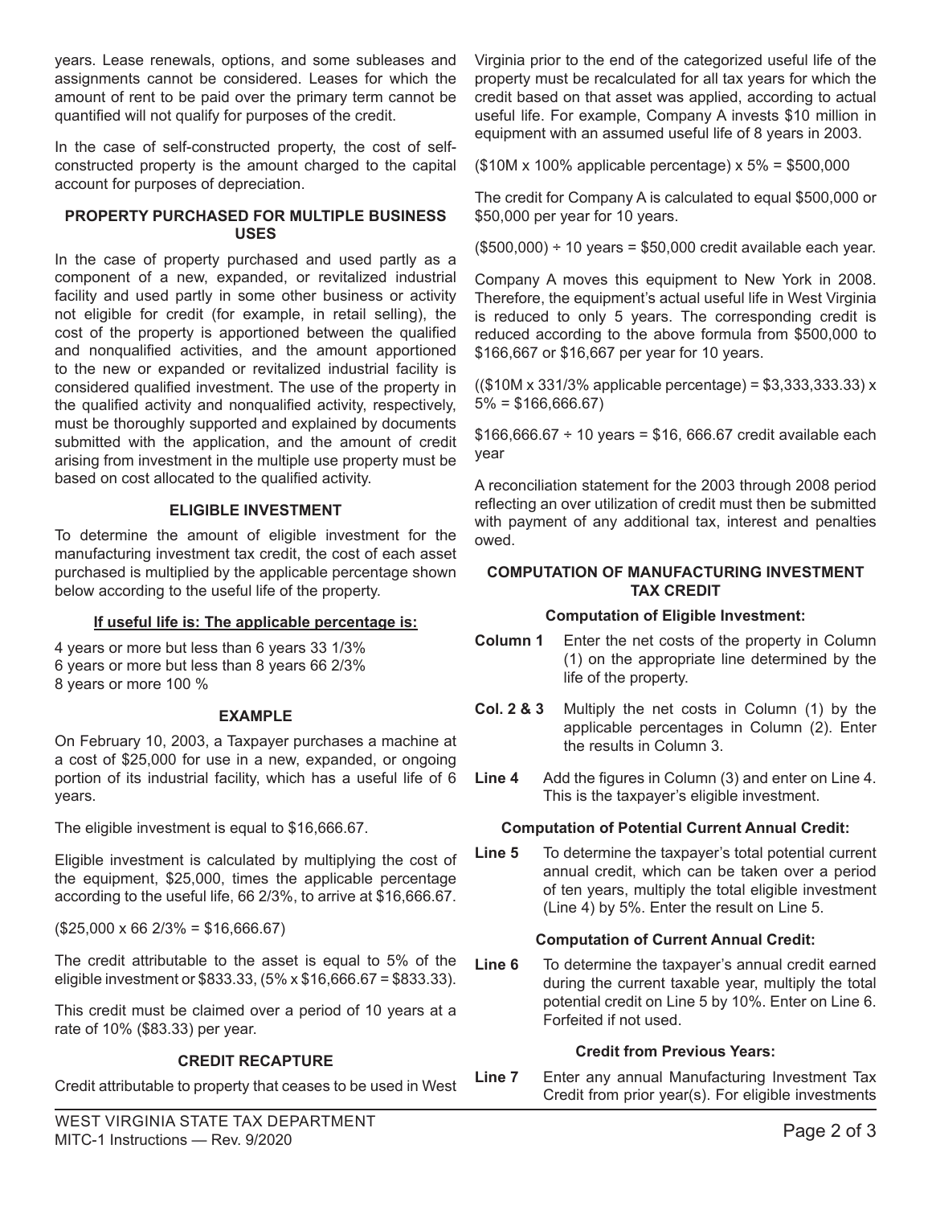years. Lease renewals, options, and some subleases and assignments cannot be considered. Leases for which the amount of rent to be paid over the primary term cannot be quantified will not qualify for purposes of the credit.

In the case of self-constructed property, the cost of self-constructed property is the amount charged to the capital account for purposes of depreciation.

#### PROPERTY PURCHASED FOR MULTIPLE BUSINESS USES

In the case of property purchased and used partly as a component of a new, expanded, or revitalized industrial facility and used partly in some other business or activity not eligible for credit (for example, in retail selling), the cost of the property is apportioned between the qualified and nonqualified activities, and the amount apportioned to the new or expanded or revitalized industrial facility is considered qualified investment. The use of the property in the qualified activity and nonqualified activity, respectively, must be thoroughly supported and explained by documents submitted with the application, and the amount of credit arising from investment in the multiple use property must be based on cost allocated to the qualified activity.

#### ELIGIBLE INVESTMENT

To determine the amount of eligible investment for the manufacturing investment tax credit, the cost of each asset purchased is multiplied by the applicable percentage shown below according to the useful life of the property.

**If useful life is: The applicable percentage is:**

4 years or more but less than 6 years 33 1/3%
6 years or more but less than 8 years 66 2/3%
8 years or more 100 %

#### EXAMPLE

On February 10, 2003, a Taxpayer purchases a machine at a cost of $25,000 for use in a new, expanded, or ongoing portion of its industrial facility, which has a useful life of 6 years.

The eligible investment is equal to $16,666.67.

Eligible investment is calculated by multiplying the cost of the equipment, $25,000, times the applicable percentage according to the useful life, 66 2/3%, to arrive at $16,666.67.

($25,000 x 66 2/3% = $16,666.67)

The credit attributable to the asset is equal to 5% of the eligible investment or $833.33, (5% x $16,666.67 = $833.33).

This credit must be claimed over a period of 10 years at a rate of 10% ($83.33) per year.

#### CREDIT RECAPTURE

Credit attributable to property that ceases to be used in West Virginia prior to the end of the categorized useful life of the property must be recalculated for all tax years for which the credit based on that asset was applied, according to actual useful life. For example, Company A invests $10 million in equipment with an assumed useful life of 8 years in 2003.

($10M x 100% applicable percentage) x 5% = $500,000

The credit for Company A is calculated to equal $500,000 or $50,000 per year for 10 years.

($500,000) ÷ 10 years = $50,000 credit available each year.

Company A moves this equipment to New York in 2008. Therefore, the equipment's actual useful life in West Virginia is reduced to only 5 years. The corresponding credit is reduced according to the above formula from $500,000 to $166,667 or $16,667 per year for 10 years.

(($10M x 331/3% applicable percentage) = $3,333,333.33) x 5% = $166,666.67)

$166,666.67 ÷ 10 years = $16, 666.67 credit available each year

A reconciliation statement for the 2003 through 2008 period reflecting an over utilization of credit must then be submitted with payment of any additional tax, interest and penalties owed.

#### COMPUTATION OF MANUFACTURING INVESTMENT TAX CREDIT

**Computation of Eligible Investment:**

**Column 1** Enter the net costs of the property in Column (1) on the appropriate line determined by the life of the property.

**Col. 2 & 3** Multiply the net costs in Column (1) by the applicable percentages in Column (2). Enter the results in Column 3.

**Line 4** Add the figures in Column (3) and enter on Line 4. This is the taxpayer's eligible investment.

**Computation of Potential Current Annual Credit:**

**Line 5** To determine the taxpayer's total potential current annual credit, which can be taken over a period of ten years, multiply the total eligible investment (Line 4) by 5%. Enter the result on Line 5.

**Computation of Current Annual Credit:**

**Line 6** To determine the taxpayer's annual credit earned during the current taxable year, multiply the total potential credit on Line 5 by 10%. Enter on Line 6. Forfeited if not used.

**Credit from Previous Years:**

**Line 7** Enter any annual Manufacturing Investment Tax Credit from prior year(s). For eligible investments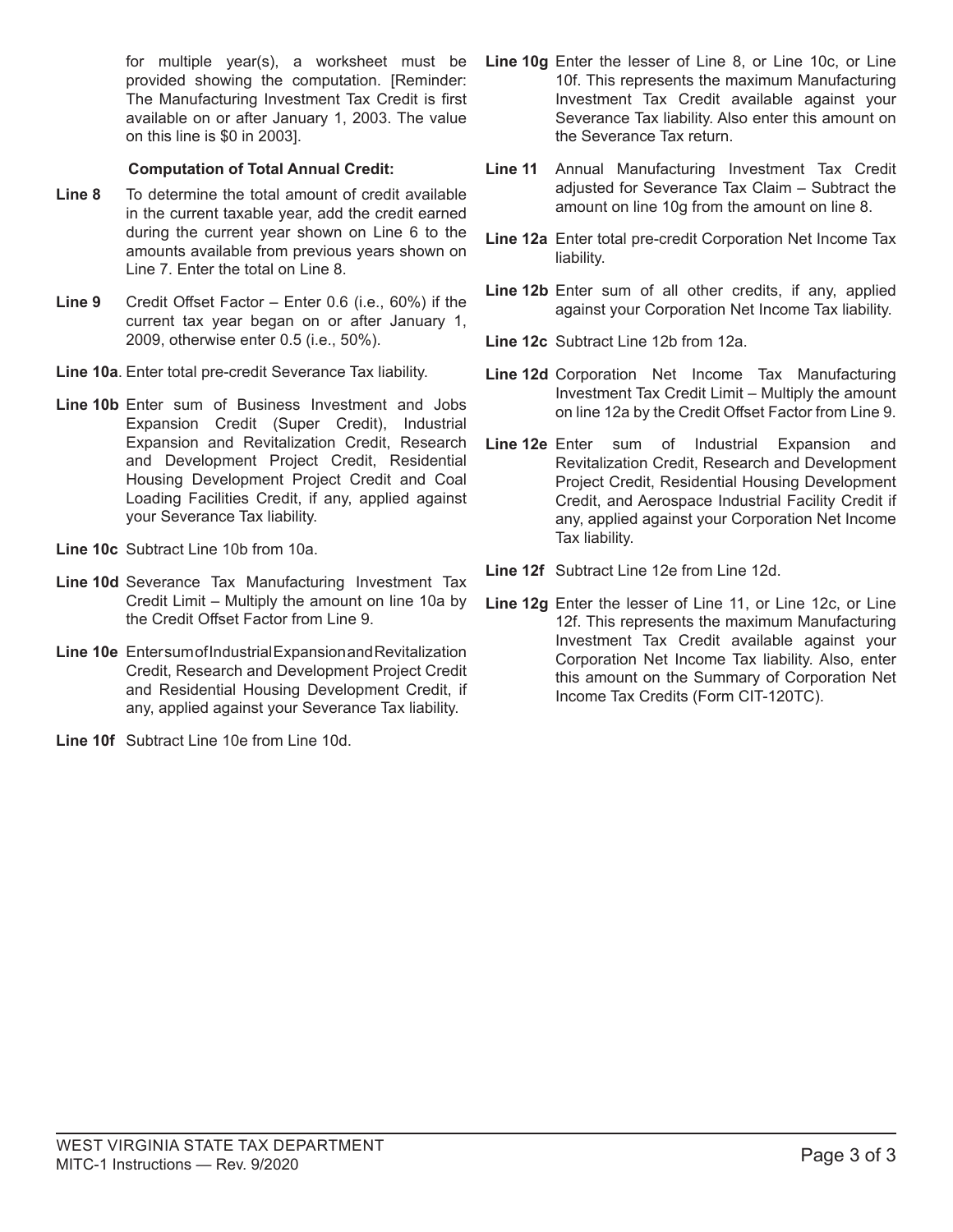for multiple year(s), a worksheet must be provided showing the computation. [Reminder: The Manufacturing Investment Tax Credit is first available on or after January 1, 2003. The value on this line is $0 in 2003].

**Computation of Total Annual Credit:**

**Line 8** To determine the total amount of credit available in the current taxable year, add the credit earned during the current year shown on Line 6 to the amounts available from previous years shown on Line 7. Enter the total on Line 8.

**Line 9** Credit Offset Factor – Enter 0.6 (i.e., 60%) if the current tax year began on or after January 1, 2009, otherwise enter 0.5 (i.e., 50%).

**Line 10a**. Enter total pre-credit Severance Tax liability.

**Line 10b** Enter sum of Business Investment and Jobs Expansion Credit (Super Credit), Industrial Expansion and Revitalization Credit, Research and Development Project Credit, Residential Housing Development Project Credit and Coal Loading Facilities Credit, if any, applied against your Severance Tax liability.

**Line 10c** Subtract Line 10b from 10a.

**Line 10d** Severance Tax Manufacturing Investment Tax Credit Limit – Multiply the amount on line 10a by the Credit Offset Factor from Line 9.

**Line 10e** Enter sum of Industrial Expansion and Revitalization Credit, Research and Development Project Credit and Residential Housing Development Credit, if any, applied against your Severance Tax liability.

**Line 10f** Subtract Line 10e from Line 10d.

**Line 10g** Enter the lesser of Line 8, or Line 10c, or Line 10f. This represents the maximum Manufacturing Investment Tax Credit available against your Severance Tax liability. Also enter this amount on the Severance Tax return.

**Line 11** Annual Manufacturing Investment Tax Credit adjusted for Severance Tax Claim – Subtract the amount on line 10g from the amount on line 8.

**Line 12a** Enter total pre-credit Corporation Net Income Tax liability.

**Line 12b** Enter sum of all other credits, if any, applied against your Corporation Net Income Tax liability.

**Line 12c** Subtract Line 12b from 12a.

**Line 12d** Corporation Net Income Tax Manufacturing Investment Tax Credit Limit – Multiply the amount on line 12a by the Credit Offset Factor from Line 9.

**Line 12e** Enter sum of Industrial Expansion and Revitalization Credit, Research and Development Project Credit, Residential Housing Development Credit, and Aerospace Industrial Facility Credit if any, applied against your Corporation Net Income Tax liability.

**Line 12f** Subtract Line 12e from Line 12d.

**Line 12g** Enter the lesser of Line 11, or Line 12c, or Line 12f. This represents the maximum Manufacturing Investment Tax Credit available against your Corporation Net Income Tax liability. Also, enter this amount on the Summary of Corporation Net Income Tax Credits (Form CIT-120TC).